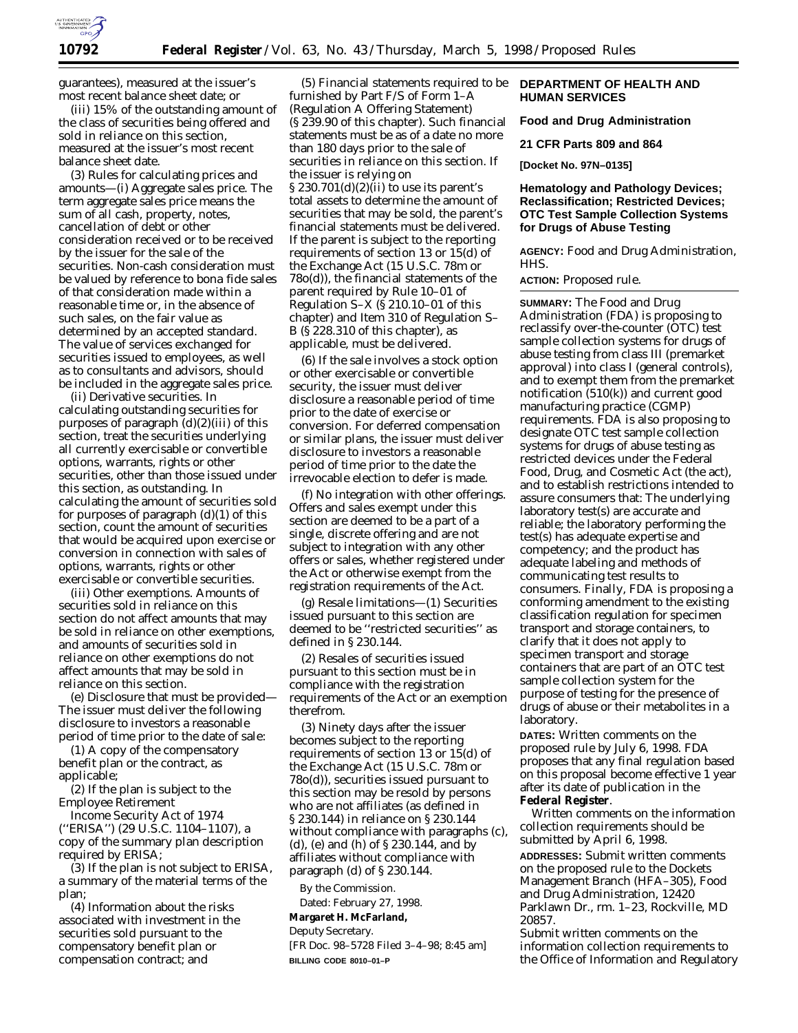guarantees), measured at the issuer's most recent balance sheet date; or

(iii) 15% of the outstanding amount of the class of securities being offered and sold in reliance on this section, measured at the issuer's most recent balance sheet date.

(3) Rules for calculating prices and amounts—(i) Aggregate sales price. The term aggregate sales price means the sum of all cash, property, notes, cancellation of debt or other consideration received or to be received by the issuer for the sale of the securities. Non-cash consideration must be valued by reference to bona fide sales of that consideration made within a reasonable time or, in the absence of such sales, on the fair value as determined by an accepted standard. The value of services exchanged for securities issued to employees, as well as to consultants and advisors, should be included in the aggregate sales price.

(ii) Derivative securities. In calculating outstanding securities for purposes of paragraph (d)(2)(iii) of this section, treat the securities underlying all currently exercisable or convertible options, warrants, rights or other securities, other than those issued under this section, as outstanding. In calculating the amount of securities sold for purposes of paragraph (d)(1) of this section, count the amount of securities that would be acquired upon exercise or conversion in connection with sales of options, warrants, rights or other exercisable or convertible securities.

(iii) Other exemptions. Amounts of securities sold in reliance on this section do not affect amounts that may be sold in reliance on other exemptions, and amounts of securities sold in reliance on other exemptions do not affect amounts that may be sold in reliance on this section.

(e) Disclosure that must be provided—The issuer must deliver the following disclosure to investors a reasonable period of time prior to the date of sale:

(1) A copy of the compensatory benefit plan or the contract, as applicable;

(2) If the plan is subject to the Employee Retirement Income Security Act of 1974 (''ERISA'') (29 U.S.C. 1104–1107), a copy of the summary plan description required by ERISA;

(3) If the plan is not subject to ERISA, a summary of the material terms of the plan;

(4) Information about the risks associated with investment in the securities sold pursuant to the compensatory benefit plan or compensation contract; and

(5) Financial statements required to be furnished by Part F/S of Form 1–A (Regulation A Offering Statement) (§ 239.90 of this chapter). Such financial statements must be as of a date no more than 180 days prior to the sale of securities in reliance on this section. If the issuer is relying on § 230.701(d)(2)(ii) to use its parent's total assets to determine the amount of securities that may be sold, the parent's financial statements must be delivered. If the parent is subject to the reporting requirements of section 13 or 15(d) of the Exchange Act (15 U.S.C. 78m or 78o(d)), the financial statements of the parent required by Rule 10–01 of Regulation S–X (§ 210.10–01 of this chapter) and Item 310 of Regulation S–B (§ 228.310 of this chapter), as applicable, must be delivered.

(6) If the sale involves a stock option or other exercisable or convertible security, the issuer must deliver disclosure a reasonable period of time prior to the date of exercise or conversion. For deferred compensation or similar plans, the issuer must deliver disclosure to investors a reasonable period of time prior to the date the irrevocable election to defer is made.

(f) No integration with other offerings. Offers and sales exempt under this section are deemed to be a part of a single, discrete offering and are not subject to integration with any other offers or sales, whether registered under the Act or otherwise exempt from the registration requirements of the Act.

(g) Resale limitations—(1) Securities issued pursuant to this section are deemed to be ''restricted securities'' as defined in § 230.144.

(2) Resales of securities issued pursuant to this section must be in compliance with the registration requirements of the Act or an exemption therefrom.

(3) Ninety days after the issuer becomes subject to the reporting requirements of section 13 or 15(d) of the Exchange Act (15 U.S.C. 78m or 78o(d)), securities issued pursuant to this section may be resold by persons who are not affiliates (as defined in § 230.144) in reliance on § 230.144 without compliance with paragraphs (c), (d), (e) and (h) of § 230.144, and by affiliates without compliance with paragraph (d) of § 230.144.

By the Commission.

Dated: February 27, 1998.

**Margaret H. McFarland,**

*Deputy Secretary.*

[FR Doc. 98–5728 Filed 3–4–98; 8:45 am]

**BILLING CODE 8010–01–P**

## DEPARTMENT OF HEALTH AND HUMAN SERVICES

### Food and Drug Administration

### 21 CFR Parts 809 and 864

**[Docket No. 97N–0135]**

### Hematology and Pathology Devices; Reclassification; Restricted Devices; OTC Test Sample Collection Systems for Drugs of Abuse Testing

**AGENCY:** Food and Drug Administration, HHS.

**ACTION:** Proposed rule.

**SUMMARY:** The Food and Drug Administration (FDA) is proposing to reclassify over-the-counter (OTC) test sample collection systems for drugs of abuse testing from class III (premarket approval) into class I (general controls), and to exempt them from the premarket notification (510(k)) and current good manufacturing practice (CGMP) requirements. FDA is also proposing to designate OTC test sample collection systems for drugs of abuse testing as restricted devices under the Federal Food, Drug, and Cosmetic Act (the act), and to establish restrictions intended to assure consumers that: The underlying laboratory test(s) are accurate and reliable; the laboratory performing the test(s) has adequate expertise and competency; and the product has adequate labeling and methods of communicating test results to consumers. Finally, FDA is proposing a conforming amendment to the existing classification regulation for specimen transport and storage containers, to clarify that it does not apply to specimen transport and storage containers that are part of an OTC test sample collection system for the purpose of testing for the presence of drugs of abuse or their metabolites in a laboratory.

**DATES:** Written comments on the proposed rule by July 6, 1998. FDA proposes that any final regulation based on this proposal become effective 1 year after its date of publication in the **Federal Register**.

Written comments on the information collection requirements should be submitted by April 6, 1998.

**ADDRESSES:** Submit written comments on the proposed rule to the Dockets Management Branch (HFA–305), Food and Drug Administration, 12420 Parklawn Dr., rm. 1–23, Rockville, MD 20857.

Submit written comments on the information collection requirements to the Office of Information and Regulatory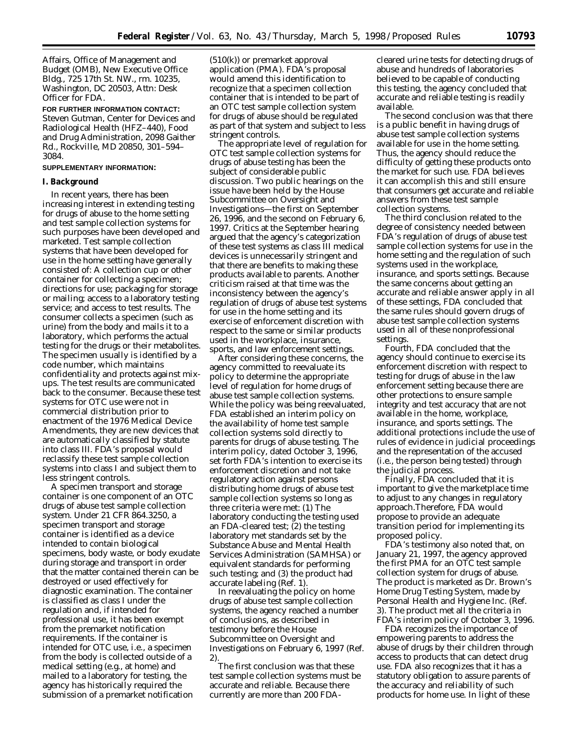Affairs, Office of Management and Budget (OMB), New Executive Office Bldg., 725 17th St. NW., rm. 10235, Washington, DC 20503, Attn: Desk Officer for FDA.

**FOR FURTHER INFORMATION CONTACT:** Steven Gutman, Center for Devices and Radiological Health (HFZ–440), Food and Drug Administration, 2098 Gaither Rd., Rockville, MD 20850, 301–594–3084.

**SUPPLEMENTARY INFORMATION:**

## I. Background

In recent years, there has been increasing interest in extending testing for drugs of abuse to the home setting and test sample collection systems for such purposes have been developed and marketed. Test sample collection systems that have been developed for use in the home setting have generally consisted of: A collection cup or other container for collecting a specimen; directions for use; packaging for storage or mailing; access to a laboratory testing service; and access to test results. The consumer collects a specimen (such as urine) from the body and mails it to a laboratory, which performs the actual testing for the drugs or their metabolites. The specimen usually is identified by a code number, which maintains confidentiality and protects against mix-ups. The test results are communicated back to the consumer. Because these test systems for OTC use were not in commercial distribution prior to enactment of the 1976 Medical Device Amendments, they are new devices that are automatically classified by statute into class III. FDA's proposal would reclassify these test sample collection systems into class I and subject them to less stringent controls.

A specimen transport and storage container is one component of an OTC drugs of abuse test sample collection system. Under 21 CFR 864.3250, a specimen transport and storage container is identified as a device intended to contain biological specimens, body waste, or body exudate during storage and transport in order that the matter contained therein can be destroyed or used effectively for diagnostic examination. The container is classified as class I under the regulation and, if intended for professional use, it has been exempt from the premarket notification requirements. If the container is intended for OTC use, i.e., a specimen from the body is collected outside of a medical setting (e.g., at home) and mailed to a laboratory for testing, the agency has historically required the submission of a premarket notification (510(k)) or premarket approval application (PMA). FDA's proposal would amend this identification to recognize that a specimen collection container that is intended to be part of an OTC test sample collection system for drugs of abuse should be regulated as part of that system and subject to less stringent controls.

The appropriate level of regulation for OTC test sample collection systems for drugs of abuse testing has been the subject of considerable public discussion. Two public hearings on the issue have been held by the House Subcommittee on Oversight and Investigations—the first on September 26, 1996, and the second on February 6, 1997. Critics at the September hearing argued that the agency's categorization of these test systems as class III medical devices is unnecessarily stringent and that there are benefits to making these products available to parents. Another criticism raised at that time was the inconsistency between the agency's regulation of drugs of abuse test systems for use in the home setting and its exercise of enforcement discretion with respect to the same or similar products used in the workplace, insurance, sports, and law enforcement settings.

After considering these concerns, the agency committed to reevaluate its policy to determine the appropriate level of regulation for home drugs of abuse test sample collection systems. While the policy was being reevaluated, FDA established an interim policy on the availability of home test sample collection systems sold directly to parents for drugs of abuse testing. The interim policy, dated October 3, 1996, set forth FDA's intention to exercise its enforcement discretion and not take regulatory action against persons distributing home drugs of abuse test sample collection systems so long as three criteria were met: (1) The laboratory conducting the testing used an FDA-cleared test; (2) the testing laboratory met standards set by the Substance Abuse and Mental Health Services Administration (SAMHSA) or equivalent standards for performing such testing; and (3) the product had accurate labeling (Ref. 1).

In reevaluating the policy on home drugs of abuse test sample collection systems, the agency reached a number of conclusions, as described in testimony before the House Subcommittee on Oversight and Investigations on February 6, 1997 (Ref. 2).

The first conclusion was that these test sample collection systems must be accurate and reliable. Because there currently are more than 200 FDA-cleared urine tests for detecting drugs of abuse and hundreds of laboratories believed to be capable of conducting this testing, the agency concluded that accurate and reliable testing is readily available.

The second conclusion was that there is a public benefit in having drugs of abuse test sample collection systems available for use in the home setting. Thus, the agency should reduce the difficulty of getting these products onto the market for such use. FDA believes it can accomplish this and still ensure that consumers get accurate and reliable answers from these test sample collection systems.

The third conclusion related to the degree of consistency needed between FDA's regulation of drugs of abuse test sample collection systems for use in the home setting and the regulation of such systems used in the workplace, insurance, and sports settings. Because the same concerns about getting an accurate and reliable answer apply in all of these settings, FDA concluded that the same rules should govern drugs of abuse test sample collection systems used in all of these nonprofessional settings.

Fourth, FDA concluded that the agency should continue to exercise its enforcement discretion with respect to testing for drugs of abuse in the law enforcement setting because there are other protections to ensure sample integrity and test accuracy that are not available in the home, workplace, insurance, and sports settings. The additional protections include the use of rules of evidence in judicial proceedings and the representation of the accused (i.e., the person being tested) through the judicial process.

Finally, FDA concluded that it is important to give the marketplace time to adjust to any changes in regulatory approach. Therefore, FDA would propose to provide an adequate transition period for implementing its proposed policy.

FDA's testimony also noted that, on January 21, 1997, the agency approved the first PMA for an OTC test sample collection system for drugs of abuse. The product is marketed as Dr. Brown's Home Drug Testing System, made by Personal Health and Hygiene Inc. (Ref. 3). The product met all the criteria in FDA's interim policy of October 3, 1996.

FDA recognizes the importance of empowering parents to address the abuse of drugs by their children through access to products that can detect drug use. FDA also recognizes that it has a statutory obligation to assure parents of the accuracy and reliability of such products for home use. In light of these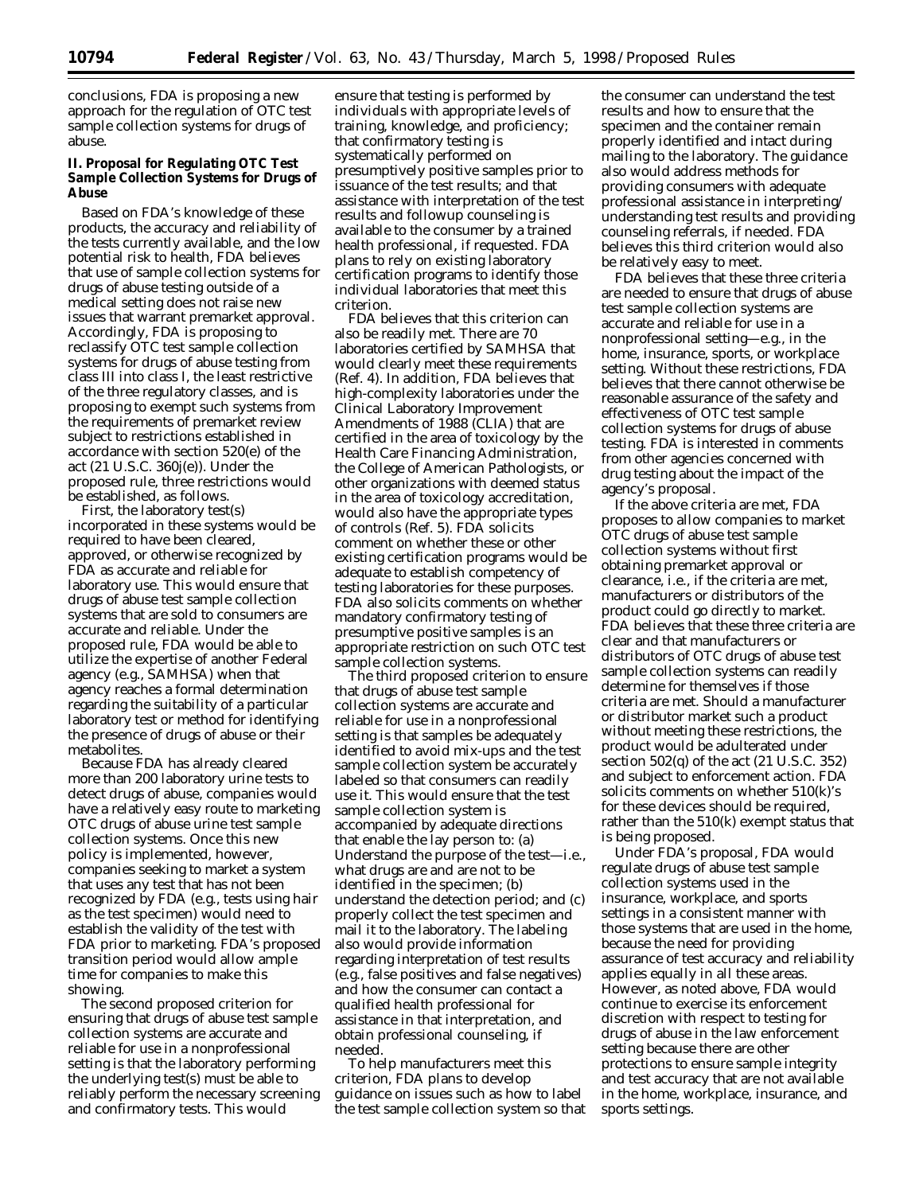conclusions, FDA is proposing a new approach for the regulation of OTC test sample collection systems for drugs of abuse.

## II. Proposal for Regulating OTC Test Sample Collection Systems for Drugs of Abuse

Based on FDA's knowledge of these products, the accuracy and reliability of the tests currently available, and the low potential risk to health, FDA believes that use of sample collection systems for drugs of abuse testing outside of a medical setting does not raise new issues that warrant premarket approval. Accordingly, FDA is proposing to reclassify OTC test sample collection systems for drugs of abuse testing from class III into class I, the least restrictive of the three regulatory classes, and is proposing to exempt such systems from the requirements of premarket review subject to restrictions established in accordance with section 520(e) of the act (21 U.S.C. 360j(e)). Under the proposed rule, three restrictions would be established, as follows.

First, the laboratory test(s) incorporated in these systems would be required to have been cleared, approved, or otherwise recognized by FDA as accurate and reliable for laboratory use. This would ensure that drugs of abuse test sample collection systems that are sold to consumers are accurate and reliable. Under the proposed rule, FDA would be able to utilize the expertise of another Federal agency (e.g., SAMHSA) when that agency reaches a formal determination regarding the suitability of a particular laboratory test or method for identifying the presence of drugs of abuse or their metabolites.

Because FDA has already cleared more than 200 laboratory urine tests to detect drugs of abuse, companies would have a relatively easy route to marketing OTC drugs of abuse urine test sample collection systems. Once this new policy is implemented, however, companies seeking to market a system that uses any test that has not been recognized by FDA (e.g., tests using hair as the test specimen) would need to establish the validity of the test with FDA prior to marketing. FDA's proposed transition period would allow ample time for companies to make this showing.

The second proposed criterion for ensuring that drugs of abuse test sample collection systems are accurate and reliable for use in a nonprofessional setting is that the laboratory performing the underlying test(s) must be able to reliably perform the necessary screening and confirmatory tests. This would ensure that testing is performed by individuals with appropriate levels of training, knowledge, and proficiency; that confirmatory testing is systematically performed on presumptively positive samples prior to issuance of the test results; and that assistance with interpretation of the test results and followup counseling is available to the consumer by a trained health professional, if requested. FDA plans to rely on existing laboratory certification programs to identify those individual laboratories that meet this criterion.

FDA believes that this criterion can also be readily met. There are 70 laboratories certified by SAMHSA that would clearly meet these requirements (Ref. 4). In addition, FDA believes that high-complexity laboratories under the Clinical Laboratory Improvement Amendments of 1988 (CLIA) that are certified in the area of toxicology by the Health Care Financing Administration, the College of American Pathologists, or other organizations with deemed status in the area of toxicology accreditation, would also have the appropriate types of controls (Ref. 5). FDA solicits comment on whether these or other existing certification programs would be adequate to establish competency of testing laboratories for these purposes. FDA also solicits comments on whether mandatory confirmatory testing of presumptive positive samples is an appropriate restriction on such OTC test sample collection systems.

The third proposed criterion to ensure that drugs of abuse test sample collection systems are accurate and reliable for use in a nonprofessional setting is that samples be adequately identified to avoid mix-ups and the test sample collection system be accurately labeled so that consumers can readily use it. This would ensure that the test sample collection system is accompanied by adequate directions that enable the lay person to: (a) Understand the purpose of the test—i.e., what drugs are and are not to be identified in the specimen; (b) understand the detection period; and (c) properly collect the test specimen and mail it to the laboratory. The labeling also would provide information regarding interpretation of test results (e.g., false positives and false negatives) and how the consumer can contact a qualified health professional for assistance in that interpretation, and obtain professional counseling, if needed.

To help manufacturers meet this criterion, FDA plans to develop guidance on issues such as how to label the test sample collection system so that the consumer can understand the test results and how to ensure that the specimen and the container remain properly identified and intact during mailing to the laboratory. The guidance also would address methods for providing consumers with adequate professional assistance in interpreting/understanding test results and providing counseling referrals, if needed. FDA believes this third criterion would also be relatively easy to meet.

FDA believes that these three criteria are needed to ensure that drugs of abuse test sample collection systems are accurate and reliable for use in a nonprofessional setting—e.g., in the home, insurance, sports, or workplace setting. Without these restrictions, FDA believes that there cannot otherwise be reasonable assurance of the safety and effectiveness of OTC test sample collection systems for drugs of abuse testing. FDA is interested in comments from other agencies concerned with drug testing about the impact of the agency's proposal.

If the above criteria are met, FDA proposes to allow companies to market OTC drugs of abuse test sample collection systems without first obtaining premarket approval or clearance, i.e., if the criteria are met, manufacturers or distributors of the product could go directly to market. FDA believes that these three criteria are clear and that manufacturers or distributors of OTC drugs of abuse test sample collection systems can readily determine for themselves if those criteria are met. Should a manufacturer or distributor market such a product without meeting these restrictions, the product would be adulterated under section 502(q) of the act (21 U.S.C. 352) and subject to enforcement action. FDA solicits comments on whether 510(k)'s for these devices should be required, rather than the 510(k) exempt status that is being proposed.

Under FDA's proposal, FDA would regulate drugs of abuse test sample collection systems used in the insurance, workplace, and sports settings in a consistent manner with those systems that are used in the home, because the need for providing assurance of test accuracy and reliability applies equally in all these areas. However, as noted above, FDA would continue to exercise its enforcement discretion with respect to testing for drugs of abuse in the law enforcement setting because there are other protections to ensure sample integrity and test accuracy that are not available in the home, workplace, insurance, and sports settings.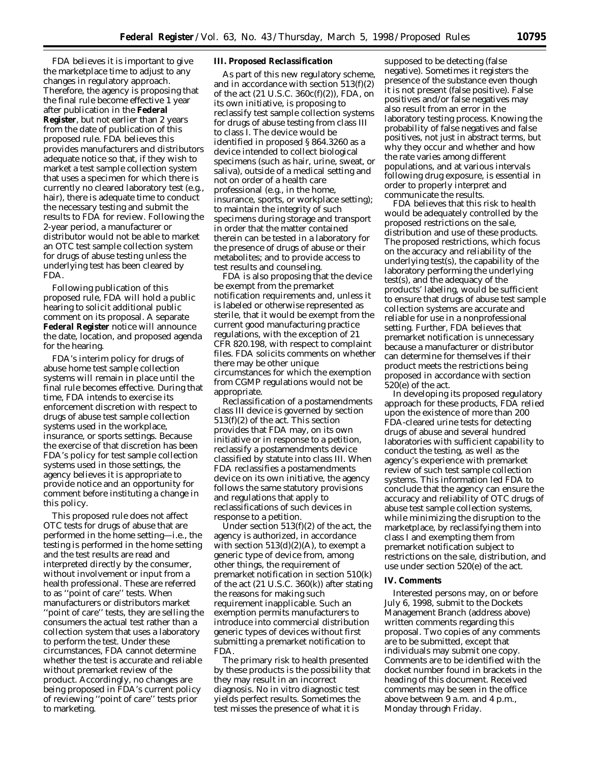FDA believes it is important to give the marketplace time to adjust to any changes in regulatory approach. Therefore, the agency is proposing that the final rule become effective 1 year after publication in the **Federal Register**, but not earlier than 2 years from the date of publication of this proposed rule. FDA believes this provides manufacturers and distributors adequate notice so that, if they wish to market a test sample collection system that uses a specimen for which there is currently no cleared laboratory test (e.g., hair), there is adequate time to conduct the necessary testing and submit the results to FDA for review. Following the 2-year period, a manufacturer or distributor would not be able to market an OTC test sample collection system for drugs of abuse testing unless the underlying test has been cleared by FDA.

Following publication of this proposed rule, FDA will hold a public hearing to solicit additional public comment on its proposal. A separate **Federal Register** notice will announce the date, location, and proposed agenda for the hearing.

FDA's interim policy for drugs of abuse home test sample collection systems will remain in place until the final rule becomes effective. During that time, FDA intends to exercise its enforcement discretion with respect to drugs of abuse test sample collection systems used in the workplace, insurance, or sports settings. Because the exercise of that discretion has been FDA's policy for test sample collection systems used in those settings, the agency believes it is appropriate to provide notice and an opportunity for comment before instituting a change in this policy.

This proposed rule does not affect OTC tests for drugs of abuse that are performed in the home setting—i.e., the testing is performed in the home setting and the test results are read and interpreted directly by the consumer, without involvement or input from a health professional. These are referred to as ''point of care'' tests. When manufacturers or distributors market ''point of care'' tests, they are selling the consumers the actual test rather than a collection system that uses a laboratory to perform the test. Under these circumstances, FDA cannot determine whether the test is accurate and reliable without premarket review of the product. Accordingly, no changes are being proposed in FDA's current policy of reviewing ''point of care'' tests prior to marketing.

## III. Proposed Reclassification

As part of this new regulatory scheme, and in accordance with section 513(f)(2) of the act (21 U.S.C. 360c(f)(2)), FDA, on its own initiative, is proposing to reclassify test sample collection systems for drugs of abuse testing from class III to class I. The device would be identified in proposed § 864.3260 as a device intended to collect biological specimens (such as hair, urine, sweat, or saliva), outside of a medical setting and not on order of a health care professional (e.g., in the home, insurance, sports, or workplace setting); to maintain the integrity of such specimens during storage and transport in order that the matter contained therein can be tested in a laboratory for the presence of drugs of abuse or their metabolites; and to provide access to test results and counseling.

FDA is also proposing that the device be exempt from the premarket notification requirements and, unless it is labeled or otherwise represented as sterile, that it would be exempt from the current good manufacturing practice regulations, with the exception of 21 CFR 820.198, with respect to complaint files. FDA solicits comments on whether there may be other unique circumstances for which the exemption from CGMP regulations would not be appropriate.

Reclassification of a postamendments class III device is governed by section 513(f)(2) of the act. This section provides that FDA may, on its own initiative or in response to a petition, reclassify a postamendments device classified by statute into class III. When FDA reclassifies a postamendments device on its own initiative, the agency follows the same statutory provisions and regulations that apply to reclassifications of such devices in response to a petition.

Under section 513(f)(2) of the act, the agency is authorized, in accordance with section 513(d)(2)(A), to exempt a generic type of device from, among other things, the requirement of premarket notification in section 510(k) of the act (21 U.S.C. 360(k)) after stating the reasons for making such requirement inapplicable. Such an exemption permits manufacturers to introduce into commercial distribution generic types of devices without first submitting a premarket notification to FDA.

The primary risk to health presented by these products is the possibility that they may result in an incorrect diagnosis. No in vitro diagnostic test yields perfect results. Sometimes the test misses the presence of what it is supposed to be detecting (false negative). Sometimes it registers the presence of the substance even though it is not present (false positive). False positives and/or false negatives may also result from an error in the laboratory testing process. Knowing the probability of false negatives and false positives, not just in abstract terms, but why they occur and whether and how the rate varies among different populations, and at various intervals following drug exposure, is essential in order to properly interpret and communicate the results.

FDA believes that this risk to health would be adequately controlled by the proposed restrictions on the sale, distribution and use of these products. The proposed restrictions, which focus on the accuracy and reliability of the underlying test(s), the capability of the laboratory performing the underlying test(s), and the adequacy of the products' labeling, would be sufficient to ensure that drugs of abuse test sample collection systems are accurate and reliable for use in a nonprofessional setting. Further, FDA believes that premarket notification is unnecessary because a manufacturer or distributor can determine for themselves if their product meets the restrictions being proposed in accordance with section 520(e) of the act.

In developing its proposed regulatory approach for these products, FDA relied upon the existence of more than 200 FDA-cleared urine tests for detecting drugs of abuse and several hundred laboratories with sufficient capability to conduct the testing, as well as the agency's experience with premarket review of such test sample collection systems. This information led FDA to conclude that the agency can ensure the accuracy and reliability of OTC drugs of abuse test sample collection systems, while minimizing the disruption to the marketplace, by reclassifying them into class I and exempting them from premarket notification subject to restrictions on the sale, distribution, and use under section 520(e) of the act.

## IV. Comments

Interested persons may, on or before July 6, 1998, submit to the Dockets Management Branch (address above) written comments regarding this proposal. Two copies of any comments are to be submitted, except that individuals may submit one copy. Comments are to be identified with the docket number found in brackets in the heading of this document. Received comments may be seen in the office above between 9 a.m. and 4 p.m., Monday through Friday.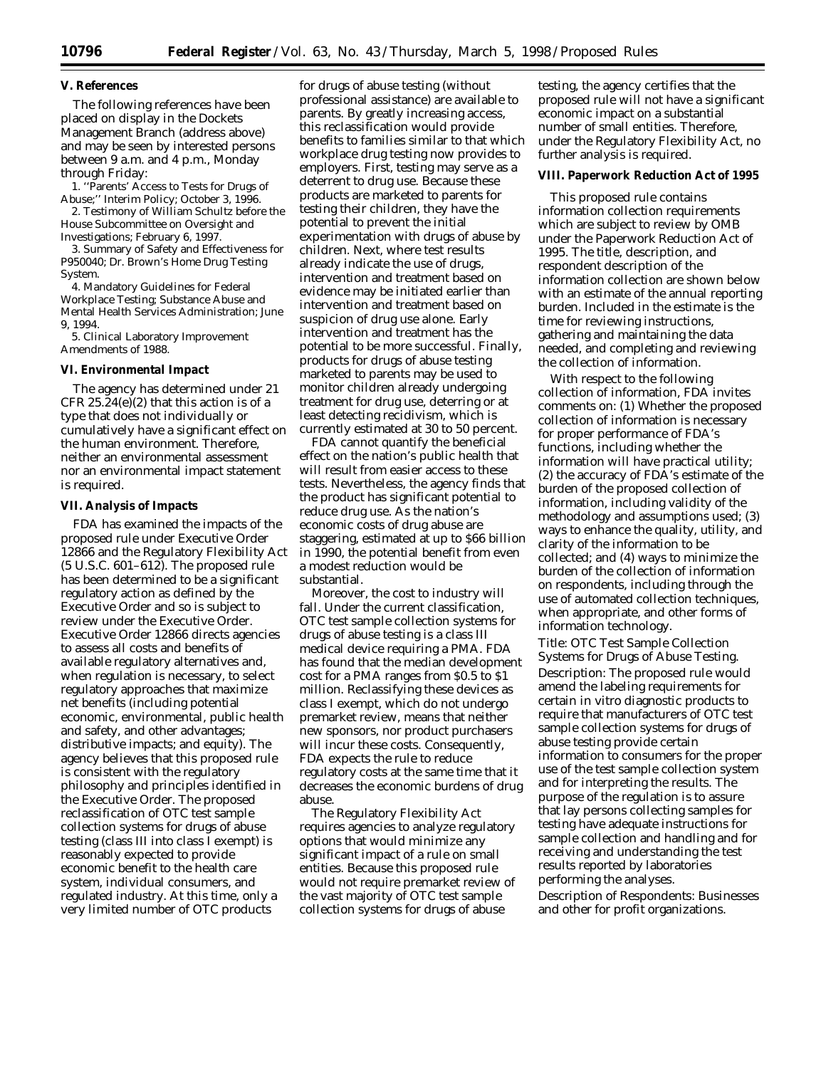### V. References

The following references have been placed on display in the Dockets Management Branch (address above) and may be seen by interested persons between 9 a.m. and 4 p.m., Monday through Friday:

1. ''Parents' Access to Tests for Drugs of Abuse;'' Interim Policy; October 3, 1996.

2. Testimony of William Schultz before the House Subcommittee on Oversight and Investigations; February 6, 1997.

3. Summary of Safety and Effectiveness for P950040; Dr. Brown's Home Drug Testing System.

4. Mandatory Guidelines for Federal Workplace Testing; Substance Abuse and Mental Health Services Administration; June 9, 1994.

5. Clinical Laboratory Improvement Amendments of 1988.

### VI. Environmental Impact

The agency has determined under 21 CFR 25.24(e)(2) that this action is of a type that does not individually or cumulatively have a significant effect on the human environment. Therefore, neither an environmental assessment nor an environmental impact statement is required.

### VII. Analysis of Impacts

FDA has examined the impacts of the proposed rule under Executive Order 12866 and the Regulatory Flexibility Act (5 U.S.C. 601–612). The proposed rule has been determined to be a significant regulatory action as defined by the Executive Order and so is subject to review under the Executive Order. Executive Order 12866 directs agencies to assess all costs and benefits of available regulatory alternatives and, when regulation is necessary, to select regulatory approaches that maximize net benefits (including potential economic, environmental, public health and safety, and other advantages; distributive impacts; and equity). The agency believes that this proposed rule is consistent with the regulatory philosophy and principles identified in the Executive Order. The proposed reclassification of OTC test sample collection systems for drugs of abuse testing (class III into class I exempt) is reasonably expected to provide economic benefit to the health care system, individual consumers, and regulated industry. At this time, only a very limited number of OTC products for drugs of abuse testing (without professional assistance) are available to parents. By greatly increasing access, this reclassification would provide benefits to families similar to that which workplace drug testing now provides to employers. First, testing may serve as a deterrent to drug use. Because these products are marketed to parents for testing their children, they have the potential to prevent the initial experimentation with drugs of abuse by children. Next, where test results already indicate the use of drugs, intervention and treatment based on evidence may be initiated earlier than intervention and treatment based on suspicion of drug use alone. Early intervention and treatment has the potential to be more successful. Finally, products for drugs of abuse testing marketed to parents may be used to monitor children already undergoing treatment for drug use, deterring or at least detecting recidivism, which is currently estimated at 30 to 50 percent.

FDA cannot quantify the beneficial effect on the nation's public health that will result from easier access to these tests. Nevertheless, the agency finds that the product has significant potential to reduce drug use. As the nation's economic costs of drug abuse are staggering, estimated at up to $66 billion in 1990, the potential benefit from even a modest reduction would be substantial.

Moreover, the cost to industry will fall. Under the current classification, OTC test sample collection systems for drugs of abuse testing is a class III medical device requiring a PMA. FDA has found that the median development cost for a PMA ranges from $0.5 to $1 million. Reclassifying these devices as class I exempt, which do not undergo premarket review, means that neither new sponsors, nor product purchasers will incur these costs. Consequently, FDA expects the rule to reduce regulatory costs at the same time that it decreases the economic burdens of drug abuse.

The Regulatory Flexibility Act requires agencies to analyze regulatory options that would minimize any significant impact of a rule on small entities. Because this proposed rule would not require premarket review of the vast majority of OTC test sample collection systems for drugs of abuse testing, the agency certifies that the proposed rule will not have a significant economic impact on a substantial number of small entities. Therefore, under the Regulatory Flexibility Act, no further analysis is required.

### VIII. Paperwork Reduction Act of 1995

This proposed rule contains information collection requirements which are subject to review by OMB under the Paperwork Reduction Act of 1995. The title, description, and respondent description of the information collection are shown below with an estimate of the annual reporting burden. Included in the estimate is the time for reviewing instructions, gathering and maintaining the data needed, and completing and reviewing the collection of information.

With respect to the following collection of information, FDA invites comments on: (1) Whether the proposed collection of information is necessary for proper performance of FDA's functions, including whether the information will have practical utility; (2) the accuracy of FDA's estimate of the burden of the proposed collection of information, including validity of the methodology and assumptions used; (3) ways to enhance the quality, utility, and clarity of the information to be collected; and (4) ways to minimize the burden of the collection of information on respondents, including through the use of automated collection techniques, when appropriate, and other forms of information technology.

*Title*: OTC Test Sample Collection Systems for Drugs of Abuse Testing.

*Description*: The proposed rule would amend the labeling requirements for certain in vitro diagnostic products to require that manufacturers of OTC test sample collection systems for drugs of abuse testing provide certain information to consumers for the proper use of the test sample collection system and for interpreting the results. The purpose of the regulation is to assure that lay persons collecting samples for testing have adequate instructions for sample collection and handling and for receiving and understanding the test results reported by laboratories performing the analyses.

*Description of Respondents*: Businesses and other for profit organizations.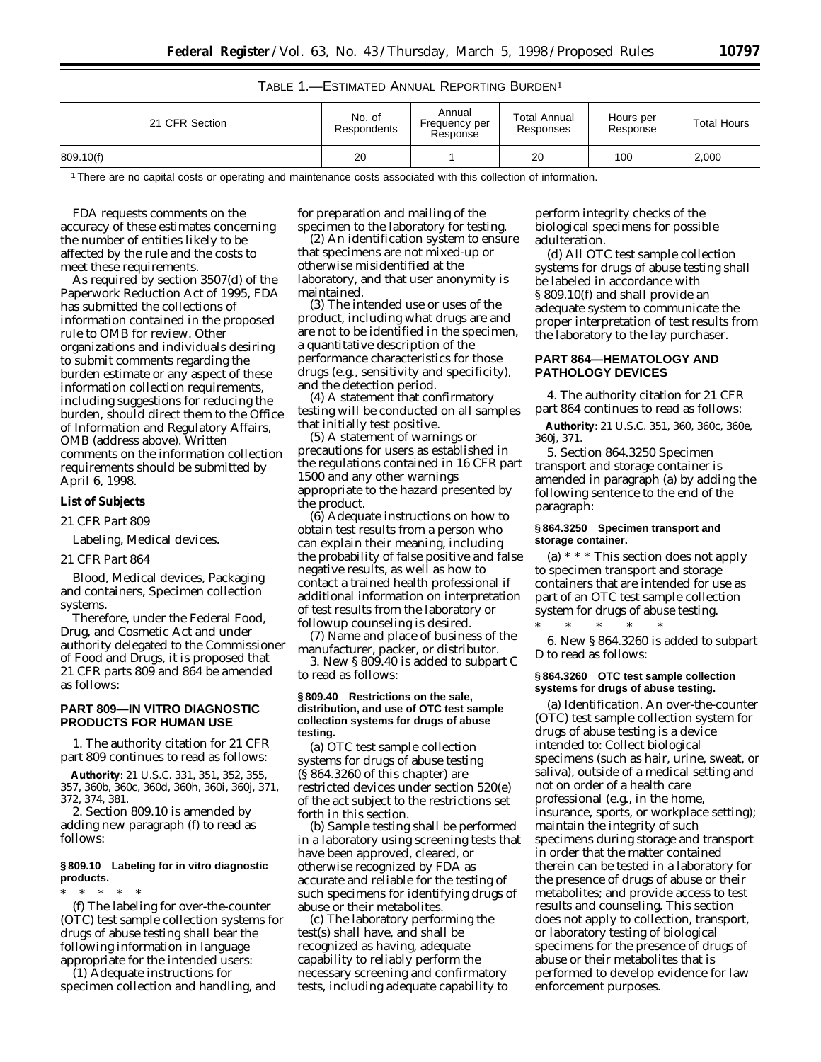TABLE 1.—ESTIMATED ANNUAL REPORTING BURDEN[1]

| 21 CFR Section | No. of Respondents | Annual Frequency per Response | Total Annual Responses | Hours per Response | Total Hours |
|---|---|---|---|---|---|
| 809.10(f) | 20 | 1 | 20 | 100 | 2,000 |

[1] There are no capital costs or operating and maintenance costs associated with this collection of information.

FDA requests comments on the accuracy of these estimates concerning the number of entities likely to be affected by the rule and the costs to meet these requirements.

As required by section 3507(d) of the Paperwork Reduction Act of 1995, FDA has submitted the collections of information contained in the proposed rule to OMB for review. Other organizations and individuals desiring to submit comments regarding the burden estimate or any aspect of these information collection requirements, including suggestions for reducing the burden, should direct them to the Office of Information and Regulatory Affairs, OMB (address above). Written comments on the information collection requirements should be submitted by April 6, 1998.

**List of Subjects**

21 CFR Part 809

Labeling, Medical devices.

21 CFR Part 864

Blood, Medical devices, Packaging and containers, Specimen collection systems.

Therefore, under the Federal Food, Drug, and Cosmetic Act and under authority delegated to the Commissioner of Food and Drugs, it is proposed that 21 CFR parts 809 and 864 be amended as follows:

## PART 809—IN VITRO DIAGNOSTIC PRODUCTS FOR HUMAN USE

1. The authority citation for 21 CFR part 809 continues to read as follows:

**Authority**: 21 U.S.C. 331, 351, 352, 355, 357, 360b, 360c, 360d, 360h, 360i, 360j, 371, 372, 374, 381.

2. Section 809.10 is amended by adding new paragraph (f) to read as follows:

### § 809.10 Labeling for in vitro diagnostic products.

\* \* \* \* \*

(f) The labeling for over-the-counter (OTC) test sample collection systems for drugs of abuse testing shall bear the following information in language appropriate for the intended users:

(1) Adequate instructions for specimen collection and handling, and for preparation and mailing of the specimen to the laboratory for testing.

(2) An identification system to ensure that specimens are not mixed-up or otherwise misidentified at the laboratory, and that user anonymity is maintained.

(3) The intended use or uses of the product, including what drugs are and are not to be identified in the specimen, a quantitative description of the performance characteristics for those drugs (e.g., sensitivity and specificity), and the detection period.

(4) A statement that confirmatory testing will be conducted on all samples that initially test positive.

(5) A statement of warnings or precautions for users as established in the regulations contained in 16 CFR part 1500 and any other warnings appropriate to the hazard presented by the product.

(6) Adequate instructions on how to obtain test results from a person who can explain their meaning, including the probability of false positive and false negative results, as well as how to contact a trained health professional if additional information on interpretation of test results from the laboratory or followup counseling is desired.

(7) Name and place of business of the manufacturer, packer, or distributor.

3. New § 809.40 is added to subpart C to read as follows:

### § 809.40 Restrictions on the sale, distribution, and use of OTC test sample collection systems for drugs of abuse testing.

(a) OTC test sample collection systems for drugs of abuse testing (§ 864.3260 of this chapter) are restricted devices under section 520(e) of the act subject to the restrictions set forth in this section.

(b) Sample testing shall be performed in a laboratory using screening tests that have been approved, cleared, or otherwise recognized by FDA as accurate and reliable for the testing of such specimens for identifying drugs of abuse or their metabolites.

(c) The laboratory performing the test(s) shall have, and shall be recognized as having, adequate capability to reliably perform the necessary screening and confirmatory tests, including adequate capability to perform integrity checks of the biological specimens for possible adulteration.

(d) All OTC test sample collection systems for drugs of abuse testing shall be labeled in accordance with § 809.10(f) and shall provide an adequate system to communicate the proper interpretation of test results from the laboratory to the lay purchaser.

## PART 864—HEMATOLOGY AND PATHOLOGY DEVICES

4. The authority citation for 21 CFR part 864 continues to read as follows:

**Authority**: 21 U.S.C. 351, 360, 360c, 360e, 360j, 371.

5. Section 864.3250 Specimen transport and storage container is amended in paragraph (a) by adding the following sentence to the end of the paragraph:

### § 864.3250 Specimen transport and storage container.

(a) \* \* \* This section does not apply to specimen transport and storage containers that are intended for use as part of an OTC test sample collection system for drugs of abuse testing.

\* \* \* \* \*

6. New § 864.3260 is added to subpart D to read as follows:

### § 864.3260 OTC test sample collection systems for drugs of abuse testing.

(a) *Identification*. An over-the-counter (OTC) test sample collection system for drugs of abuse testing is a device intended to: Collect biological specimens (such as hair, urine, sweat, or saliva), outside of a medical setting and not on order of a health care professional (e.g., in the home, insurance, sports, or workplace setting); maintain the integrity of such specimens during storage and transport in order that the matter contained therein can be tested in a laboratory for the presence of drugs of abuse or their metabolites; and provide access to test results and counseling. This section does not apply to collection, transport, or laboratory testing of biological specimens for the presence of drugs of abuse or their metabolites that is performed to develop evidence for law enforcement purposes.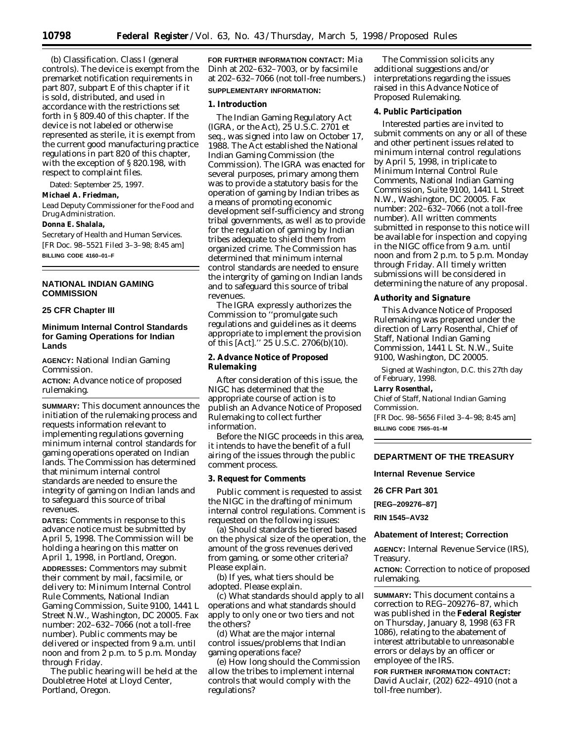(b) *Classification.* Class I (general controls). The device is exempt from the premarket notification requirements in part 807, subpart E of this chapter if it is sold, distributed, and used in accordance with the restrictions set forth in § 809.40 of this chapter. If the device is not labeled or otherwise represented as sterile, it is exempt from the current good manufacturing practice regulations in part 820 of this chapter, with the exception of § 820.198, with respect to complaint files.

Dated: September 25, 1997.

**Michael A. Friedman,**

*Lead Deputy Commissioner for the Food and Drug Administration.*

**Donna E. Shalala,**

*Secretary of Health and Human Services.*

[FR Doc. 98–5521 Filed 3–3–98; 8:45 am]

**BILLING CODE 4160–01–F**

---

## NATIONAL INDIAN GAMING COMMISSION

### 25 CFR Chapter III

### Minimum Internal Control Standards for Gaming Operations for Indian Lands

**AGENCY:** National Indian Gaming Commission.

**ACTION:** Advance notice of proposed rulemaking.

**SUMMARY:** This document announces the initiation of the rulemaking process and requests information relevant to implementing regulations governing minimum internal control standards for gaming operations operated on Indian lands. The Commission has determined that minimum internal control standards are needed to ensure the integrity of gaming on Indian lands and to safeguard this source of tribal revenues.

**DATES:** Comments in response to this advance notice must be submitted by April 5, 1998. The Commission will be holding a hearing on this matter on April 1, 1998, in Portland, Oregon.

**ADDRESSES:** Commentors may submit their comment by mail, facsimile, or delivery to: Minimum Internal Control Rule Comments, National Indian Gaming Commission, Suite 9100, 1441 L Street N.W., Washington, DC 20005. Fax number: 202–632–7066 (not a toll-free number). Public comments may be delivered or inspected from 9 a.m. until noon and from 2 p.m. to 5 p.m. Monday through Friday.

The public hearing will be held at the Doubletree Hotel at Lloyd Center, Portland, Oregon.

**FOR FURTHER INFORMATION CONTACT:** Mia Dinh at 202–632–7003, or by facsimile at 202–632–7066 (not toll-free numbers.)

**SUPPLEMENTARY INFORMATION:**

**1. Introduction**

The Indian Gaming Regulatory Act (IGRA, or the Act), 25 U.S.C. 2701 et seq., was signed into law on October 17, 1988. The Act established the National Indian Gaming Commission (the Commission). The IGRA was enacted for several purposes, primary among them was to provide a statutory basis for the operation of gaming by Indian tribes as a means of promoting economic development self-sufficiency and strong tribal governments, as well as to provide for the regulation of gaming by Indian tribes adequate to shield them from organized crime. The Commission has determined that minimum internal control standards are needed to ensure the intergrity of gaming on Indian lands and to safeguard this source of tribal revenues.

The IGRA expressly authorizes the Commission to ''promulgate such regulations and guidelines as it deems appropriate to implement the provision of this [Act].'' 25 U.S.C. 2706(b)(10).

**2. Advance Notice of Proposed Rulemaking**

After consideration of this issue, the NIGC has determined that the appropriate course of action is to publish an Advance Notice of Proposed Rulemaking to collect further information.

Before the NIGC proceeds in this area, it intends to have the benefit of a full airing of the issues through the public comment process.

**3. Request for Comments**

Public comment is requested to assist the NIGC in the drafting of minimum internal control regulations. Comment is requested on the following issues:

(a) Should standards be tiered based on the physical size of the operation, the amount of the gross revenues derived from gaming, or some other criteria? Please explain.

(b) If yes, what tiers should be adopted. Please explain.

(c) What standards should apply to all operations and what standards should apply to only one or two tiers and not the others?

(d) What are the major internal control issues/problems that Indian gaming operations face?

(e) How long should the Commission allow the tribes to implement internal controls that would comply with the regulations?

The Commission solicits any additional suggestions and/or interpretations regarding the issues raised in this Advance Notice of Proposed Rulemaking.

**4. Public Participation**

Interested parties are invited to submit comments on any or all of these and other pertinent issues related to minimum internal control regulations by April 5, 1998, in triplicate to Minimum Internal Control Rule Comments, National Indian Gaming Commission, Suite 9100, 1441 L Street N.W., Washington, DC 20005. Fax number: 202–632–7066 (not a toll-free number). All written comments submitted in response to this notice will be available for inspection and copying in the NIGC office from 9 a.m. until noon and from 2 p.m. to 5 p.m. Monday through Friday. All timely written submissions will be considered in determining the nature of any proposal.

**Authority and Signature**

This Advance Notice of Proposed Rulemaking was prepared under the direction of Larry Rosenthal, Chief of Staff, National Indian Gaming Commission, 1441 L St. N.W., Suite 9100, Washington, DC 20005.

Signed at Washington, D.C. this 27th day of February, 1998.

**Larry Rosenthal,**

*Chief of Staff, National Indian Gaming Commission.*

[FR Doc. 98–5656 Filed 3–4–98; 8:45 am]

**BILLING CODE 7565–01–M**

---

## DEPARTMENT OF THE TREASURY

### Internal Revenue Service

### 26 CFR Part 301

**[REG–209276–87]**

**RIN 1545–AV32**

### Abatement of Interest; Correction

**AGENCY:** Internal Revenue Service (IRS), Treasury.

**ACTION:** Correction to notice of proposed rulemaking.

**SUMMARY:** This document contains a correction to REG–209276–87, which was published in the **Federal Register** on Thursday, January 8, 1998 (63 FR 1086), relating to the abatement of interest attributable to unreasonable errors or delays by an officer or employee of the IRS.

**FOR FURTHER INFORMATION CONTACT:** David Auclair, (202) 622–4910 (not a toll-free number).